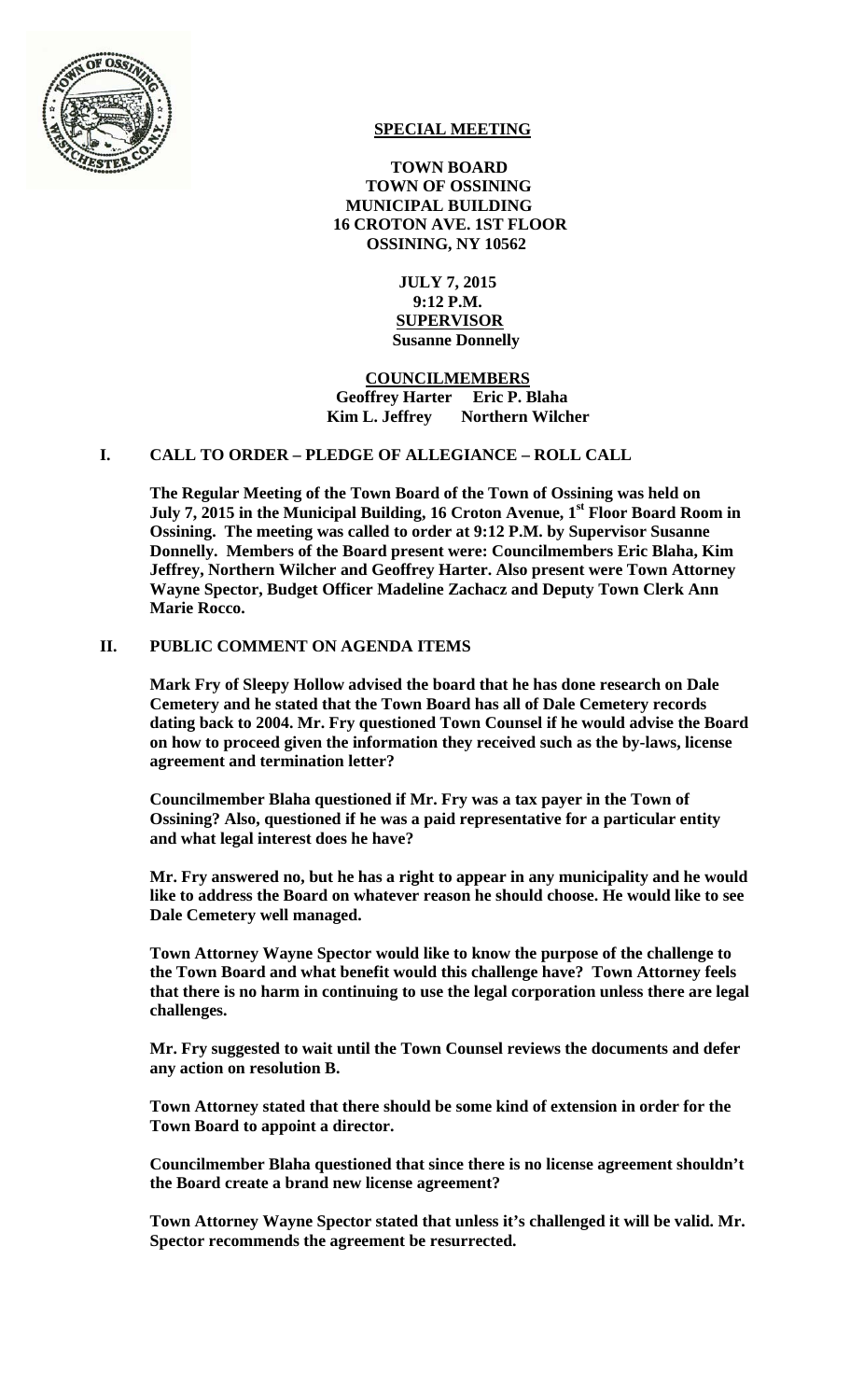**SPECIAL MEETING**

**TOWN BOARD**
**TOWN OF OSSINING**
**MUNICIPAL BUILDING**
**16 CROTON AVE. 1ST FLOOR**
**OSSINING, NY 10562**

**JULY 7, 2015**
**9:12 P.M.**
**SUPERVISOR**
**Susanne Donnelly**

**COUNCILMEMBERS**
**Geoffrey Harter Eric P. Blaha**
**Kim L. Jeffrey Northern Wilcher**

## I. CALL TO ORDER – PLEDGE OF ALLEGIANCE – ROLL CALL

**The Regular Meeting of the Town Board of the Town of Ossining was held on July 7, 2015 in the Municipal Building, 16 Croton Avenue, 1st Floor Board Room in Ossining. The meeting was called to order at 9:12 P.M. by Supervisor Susanne Donnelly. Members of the Board present were: Councilmembers Eric Blaha, Kim Jeffrey, Northern Wilcher and Geoffrey Harter. Also present were Town Attorney Wayne Spector, Budget Officer Madeline Zachacz and Deputy Town Clerk Ann Marie Rocco.**

## II. PUBLIC COMMENT ON AGENDA ITEMS

**Mark Fry of Sleepy Hollow advised the board that he has done research on Dale Cemetery and he stated that the Town Board has all of Dale Cemetery records dating back to 2004. Mr. Fry questioned Town Counsel if he would advise the Board on how to proceed given the information they received such as the by-laws, license agreement and termination letter?**

**Councilmember Blaha questioned if Mr. Fry was a tax payer in the Town of Ossining? Also, questioned if he was a paid representative for a particular entity and what legal interest does he have?**

**Mr. Fry answered no, but he has a right to appear in any municipality and he would like to address the Board on whatever reason he should choose. He would like to see Dale Cemetery well managed.**

**Town Attorney Wayne Spector would like to know the purpose of the challenge to the Town Board and what benefit would this challenge have? Town Attorney feels that there is no harm in continuing to use the legal corporation unless there are legal challenges.**

**Mr. Fry suggested to wait until the Town Counsel reviews the documents and defer any action on resolution B.**

**Town Attorney stated that there should be some kind of extension in order for the Town Board to appoint a director.**

**Councilmember Blaha questioned that since there is no license agreement shouldn't the Board create a brand new license agreement?**

**Town Attorney Wayne Spector stated that unless it's challenged it will be valid. Mr. Spector recommends the agreement be resurrected.**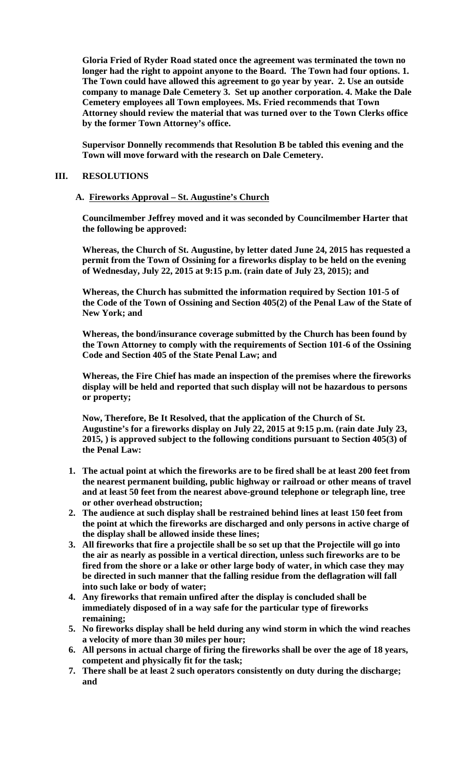**Gloria Fried of Ryder Road stated once the agreement was terminated the town no longer had the right to appoint anyone to the Board. The Town had four options. 1. The Town could have allowed this agreement to go year by year. 2. Use an outside company to manage Dale Cemetery 3. Set up another corporation. 4. Make the Dale Cemetery employees all Town employees. Ms. Fried recommends that Town Attorney should review the material that was turned over to the Town Clerks office by the former Town Attorney's office.**

**Supervisor Donnelly recommends that Resolution B be tabled this evening and the Town will move forward with the research on Dale Cemetery.**

## III. RESOLUTIONS

### A. <u>Fireworks Approval – St. Augustine's Church</u>

**Councilmember Jeffrey moved and it was seconded by Councilmember Harter that the following be approved:**

**Whereas, the Church of St. Augustine, by letter dated June 24, 2015 has requested a permit from the Town of Ossining for a fireworks display to be held on the evening of Wednesday, July 22, 2015 at 9:15 p.m. (rain date of July 23, 2015); and**

**Whereas, the Church has submitted the information required by Section 101-5 of the Code of the Town of Ossining and Section 405(2) of the Penal Law of the State of New York; and**

**Whereas, the bond/insurance coverage submitted by the Church has been found by the Town Attorney to comply with the requirements of Section 101-6 of the Ossining Code and Section 405 of the State Penal Law; and**

**Whereas, the Fire Chief has made an inspection of the premises where the fireworks display will be held and reported that such display will not be hazardous to persons or property;**

**Now, Therefore, Be It Resolved, that the application of the Church of St. Augustine's for a fireworks display on July 22, 2015 at 9:15 p.m. (rain date July 23, 2015, ) is approved subject to the following conditions pursuant to Section 405(3) of the Penal Law:**

1. **The actual point at which the fireworks are to be fired shall be at least 200 feet from the nearest permanent building, public highway or railroad or other means of travel and at least 50 feet from the nearest above-ground telephone or telegraph line, tree or other overhead obstruction;**
2. **The audience at such display shall be restrained behind lines at least 150 feet from the point at which the fireworks are discharged and only persons in active charge of the display shall be allowed inside these lines;**
3. **All fireworks that fire a projectile shall be so set up that the Projectile will go into the air as nearly as possible in a vertical direction, unless such fireworks are to be fired from the shore or a lake or other large body of water, in which case they may be directed in such manner that the falling residue from the deflagration will fall into such lake or body of water;**
4. **Any fireworks that remain unfired after the display is concluded shall be immediately disposed of in a way safe for the particular type of fireworks remaining;**
5. **No fireworks display shall be held during any wind storm in which the wind reaches a velocity of more than 30 miles per hour;**
6. **All persons in actual charge of firing the fireworks shall be over the age of 18 years, competent and physically fit for the task;**
7. **There shall be at least 2 such operators consistently on duty during the discharge; and**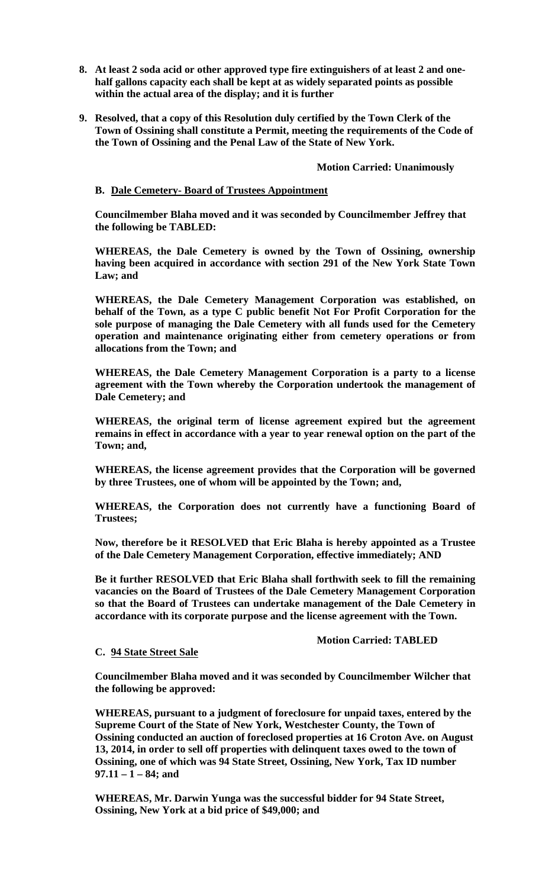8. **At least 2 soda acid or other approved type fire extinguishers of at least 2 and one-half gallons capacity each shall be kept at as widely separated points as possible within the actual area of the display; and it is further**

9. **Resolved, that a copy of this Resolution duly certified by the Town Clerk of the Town of Ossining shall constitute a Permit, meeting the requirements of the Code of the Town of Ossining and the Penal Law of the State of New York.**

**Motion Carried: Unanimously**

**B. Dale Cemetery- Board of Trustees Appointment**

**Councilmember Blaha moved and it was seconded by Councilmember Jeffrey that the following be TABLED:**

**WHEREAS, the Dale Cemetery is owned by the Town of Ossining, ownership having been acquired in accordance with section 291 of the New York State Town Law; and**

**WHEREAS, the Dale Cemetery Management Corporation was established, on behalf of the Town, as a type C public benefit Not For Profit Corporation for the sole purpose of managing the Dale Cemetery with all funds used for the Cemetery operation and maintenance originating either from cemetery operations or from allocations from the Town; and**

**WHEREAS, the Dale Cemetery Management Corporation is a party to a license agreement with the Town whereby the Corporation undertook the management of Dale Cemetery; and**

**WHEREAS, the original term of license agreement expired but the agreement remains in effect in accordance with a year to year renewal option on the part of the Town; and,**

**WHEREAS, the license agreement provides that the Corporation will be governed by three Trustees, one of whom will be appointed by the Town; and,**

**WHEREAS, the Corporation does not currently have a functioning Board of Trustees;**

**Now, therefore be it RESOLVED that Eric Blaha is hereby appointed as a Trustee of the Dale Cemetery Management Corporation, effective immediately; AND**

**Be it further RESOLVED that Eric Blaha shall forthwith seek to fill the remaining vacancies on the Board of Trustees of the Dale Cemetery Management Corporation so that the Board of Trustees can undertake management of the Dale Cemetery in accordance with its corporate purpose and the license agreement with the Town.**

**Motion Carried: TABLED**

**C. 94 State Street Sale**

**Councilmember Blaha moved and it was seconded by Councilmember Wilcher that the following be approved:**

**WHEREAS, pursuant to a judgment of foreclosure for unpaid taxes, entered by the Supreme Court of the State of New York, Westchester County, the Town of Ossining conducted an auction of foreclosed properties at 16 Croton Ave. on August 13, 2014, in order to sell off properties with delinquent taxes owed to the town of Ossining, one of which was 94 State Street, Ossining, New York, Tax ID number 97.11 – 1 – 84; and**

**WHEREAS, Mr. Darwin Yunga was the successful bidder for 94 State Street, Ossining, New York at a bid price of $49,000; and**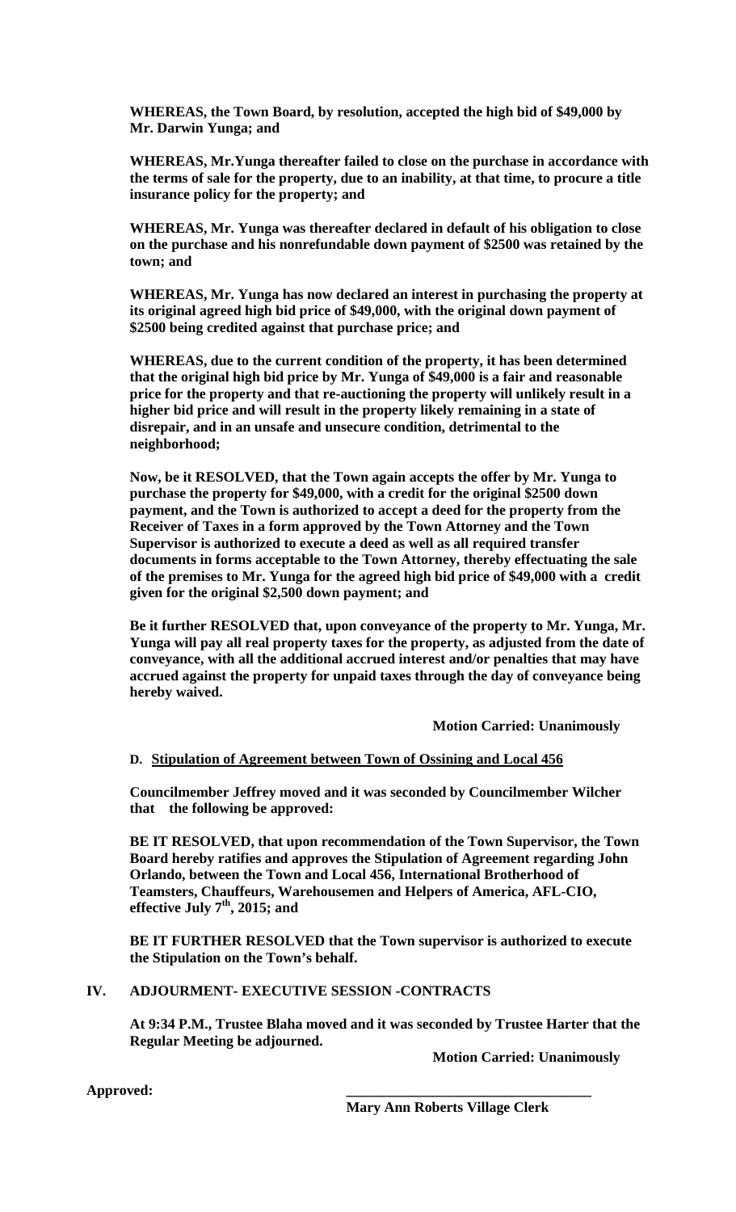**WHEREAS, the Town Board, by resolution, accepted the high bid of $49,000 by Mr. Darwin Yunga; and**

**WHEREAS, Mr.Yunga thereafter failed to close on the purchase in accordance with the terms of sale for the property, due to an inability, at that time, to procure a title insurance policy for the property; and**

**WHEREAS, Mr. Yunga was thereafter declared in default of his obligation to close on the purchase and his nonrefundable down payment of $2500 was retained by the town; and**

**WHEREAS, Mr. Yunga has now declared an interest in purchasing the property at its original agreed high bid price of $49,000, with the original down payment of $2500 being credited against that purchase price; and**

**WHEREAS, due to the current condition of the property, it has been determined that the original high bid price by Mr. Yunga of $49,000 is a fair and reasonable price for the property and that re-auctioning the property will unlikely result in a higher bid price and will result in the property likely remaining in a state of disrepair, and in an unsafe and unsecure condition, detrimental to the neighborhood;**

**Now, be it RESOLVED, that the Town again accepts the offer by Mr. Yunga to purchase the property for $49,000, with a credit for the original $2500 down payment, and the Town is authorized to accept a deed for the property from the Receiver of Taxes in a form approved by the Town Attorney and the Town Supervisor is authorized to execute a deed as well as all required transfer documents in forms acceptable to the Town Attorney, thereby effectuating the sale of the premises to Mr. Yunga for the agreed high bid price of $49,000 with a credit given for the original $2,500 down payment; and**

**Be it further RESOLVED that, upon conveyance of the property to Mr. Yunga, Mr. Yunga will pay all real property taxes for the property, as adjusted from the date of conveyance, with all the additional accrued interest and/or penalties that may have accrued against the property for unpaid taxes through the day of conveyance being hereby waived.**

**Motion Carried: Unanimously**

**D. Stipulation of Agreement between Town of Ossining and Local 456**

**Councilmember Jeffrey moved and it was seconded by Councilmember Wilcher that the following be approved:**

**BE IT RESOLVED, that upon recommendation of the Town Supervisor, the Town Board hereby ratifies and approves the Stipulation of Agreement regarding John Orlando, between the Town and Local 456, International Brotherhood of Teamsters, Chauffeurs, Warehousemen and Helpers of America, AFL-CIO, effective July 7th, 2015; and**

**BE IT FURTHER RESOLVED that the Town supervisor is authorized to execute the Stipulation on the Town's behalf.**

## IV. ADJOURMENT- EXECUTIVE SESSION -CONTRACTS

**At 9:34 P.M., Trustee Blaha moved and it was seconded by Trustee Harter that the Regular Meeting be adjourned.**

**Motion Carried: Unanimously**

**Approved:** \_\_\_\_\_\_\_\_\_\_\_\_\_\_\_\_\_\_\_\_\_\_\_\_\_\_\_\_\_\_\_\_\_\_

**Mary Ann Roberts Village Clerk**